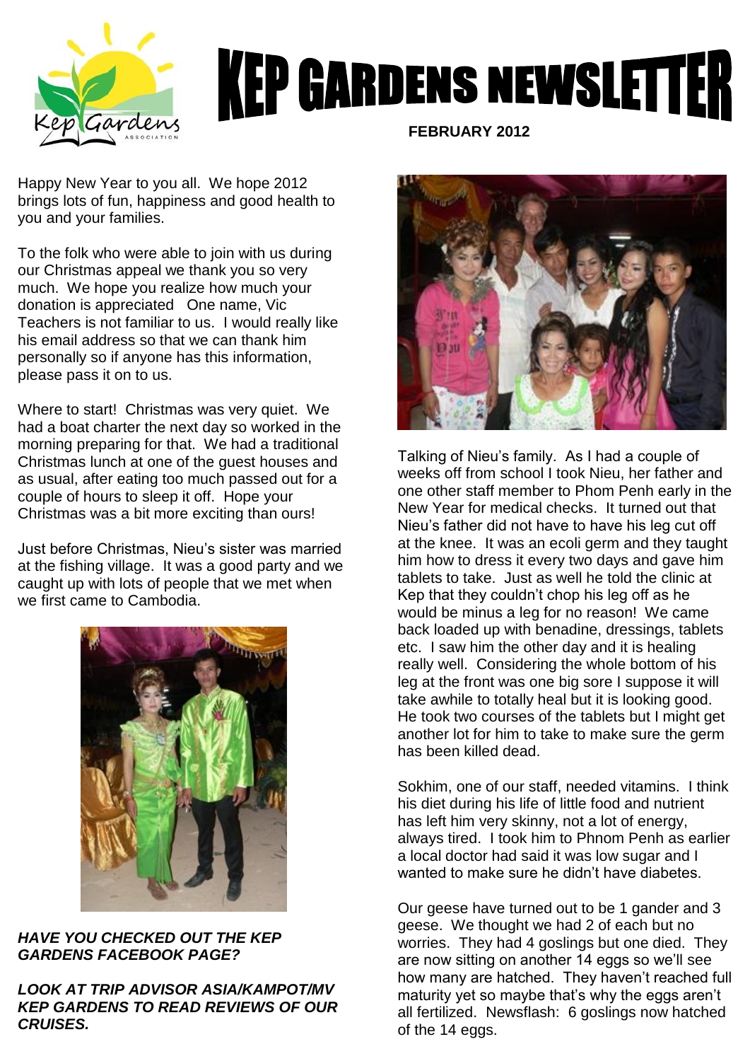# KEP GARDENS NEWSLETTER

**FEBRUARY 2012**

Happy New Year to you all. We hope 2012 brings lots of fun, happiness and good health to you and your families.

To the folk who were able to join with us during our Christmas appeal we thank you so very much. We hope you realize how much your donation is appreciated One name, Vic Teachers is not familiar to us. I would really like his email address so that we can thank him personally so if anyone has this information, please pass it on to us.

Where to start! Christmas was very quiet. We had a boat charter the next day so worked in the morning preparing for that. We had a traditional Christmas lunch at one of the guest houses and as usual, after eating too much passed out for a couple of hours to sleep it off. Hope your Christmas was a bit more exciting than ours!

Just before Christmas, Nieu's sister was married at the fishing village. It was a good party and we caught up with lots of people that we met when we first came to Cambodia.

***HAVE YOU CHECKED OUT THE KEP GARDENS FACEBOOK PAGE?***

***LOOK AT TRIP ADVISOR ASIA/KAMPOT/MV KEP GARDENS TO READ REVIEWS OF OUR CRUISES.***

Talking of Nieu's family. As I had a couple of weeks off from school I took Nieu, her father and one other staff member to Phom Penh early in the New Year for medical checks. It turned out that Nieu's father did not have to have his leg cut off at the knee. It was an ecoli germ and they taught him how to dress it every two days and gave him tablets to take. Just as well he told the clinic at Kep that they couldn't chop his leg off as he would be minus a leg for no reason! We came back loaded up with benadine, dressings, tablets etc. I saw him the other day and it is healing really well. Considering the whole bottom of his leg at the front was one big sore I suppose it will take awhile to totally heal but it is looking good. He took two courses of the tablets but I might get another lot for him to take to make sure the germ has been killed dead.

Sokhim, one of our staff, needed vitamins. I think his diet during his life of little food and nutrient has left him very skinny, not a lot of energy, always tired. I took him to Phnom Penh as earlier a local doctor had said it was low sugar and I wanted to make sure he didn't have diabetes.

Our geese have turned out to be 1 gander and 3 geese. We thought we had 2 of each but no worries. They had 4 goslings but one died. They are now sitting on another 14 eggs so we'll see how many are hatched. They haven't reached full maturity yet so maybe that's why the eggs aren't all fertilized. Newsflash: 6 goslings now hatched of the 14 eggs.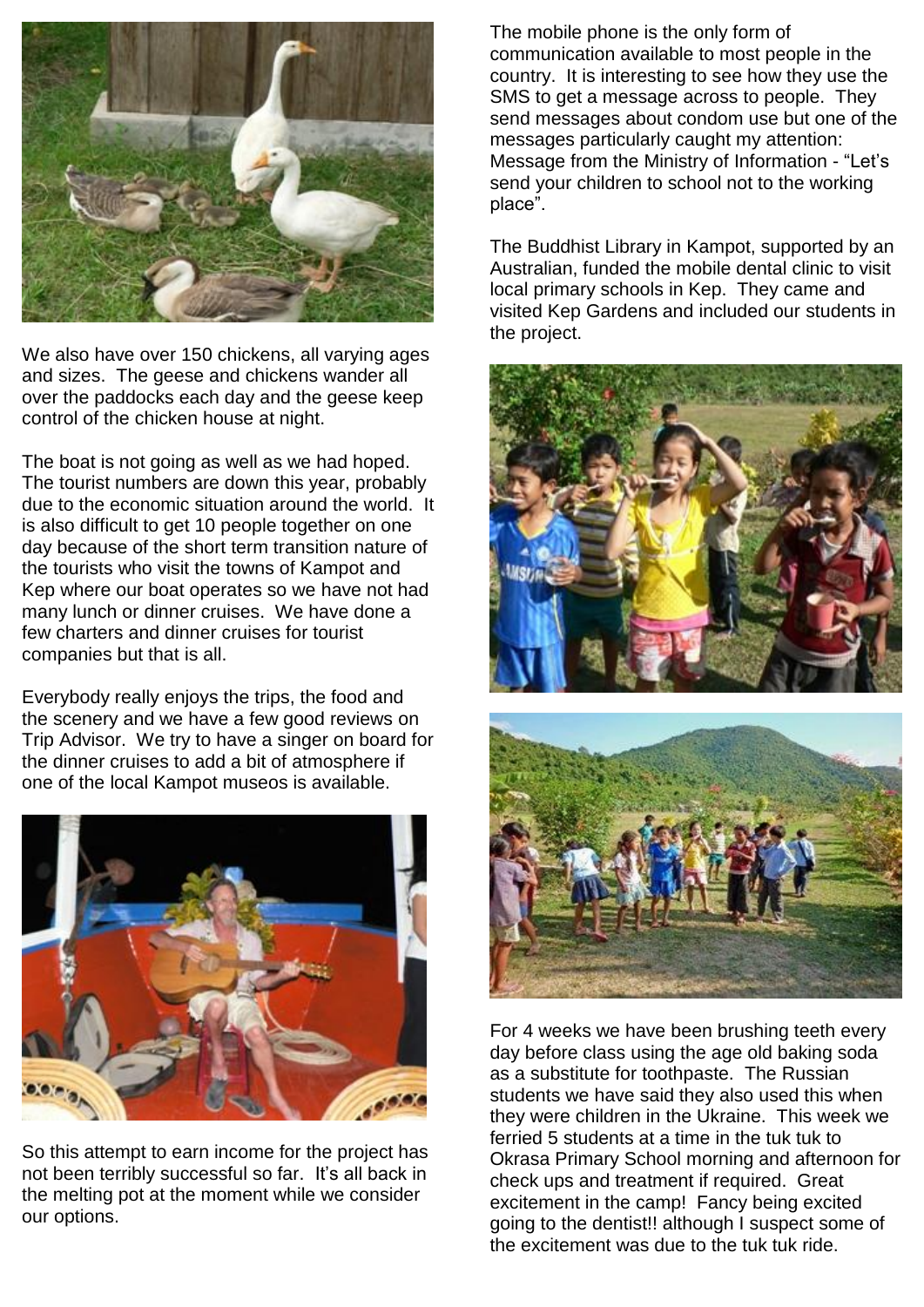We also have over 150 chickens, all varying ages and sizes. The geese and chickens wander all over the paddocks each day and the geese keep control of the chicken house at night.

The boat is not going as well as we had hoped. The tourist numbers are down this year, probably due to the economic situation around the world. It is also difficult to get 10 people together on one day because of the short term transition nature of the tourists who visit the towns of Kampot and Kep where our boat operates so we have not had many lunch or dinner cruises. We have done a few charters and dinner cruises for tourist companies but that is all.

Everybody really enjoys the trips, the food and the scenery and we have a few good reviews on Trip Advisor. We try to have a singer on board for the dinner cruises to add a bit of atmosphere if one of the local Kampot museos is available.

So this attempt to earn income for the project has not been terribly successful so far. It's all back in the melting pot at the moment while we consider our options.

The mobile phone is the only form of communication available to most people in the country. It is interesting to see how they use the SMS to get a message across to people. They send messages about condom use but one of the messages particularly caught my attention: Message from the Ministry of Information - "Let's send your children to school not to the working place".

The Buddhist Library in Kampot, supported by an Australian, funded the mobile dental clinic to visit local primary schools in Kep. They came and visited Kep Gardens and included our students in the project.

For 4 weeks we have been brushing teeth every day before class using the age old baking soda as a substitute for toothpaste. The Russian students we have said they also used this when they were children in the Ukraine. This week we ferried 5 students at a time in the tuk tuk to Okrasa Primary School morning and afternoon for check ups and treatment if required. Great excitement in the camp! Fancy being excited going to the dentist!! although I suspect some of the excitement was due to the tuk tuk ride.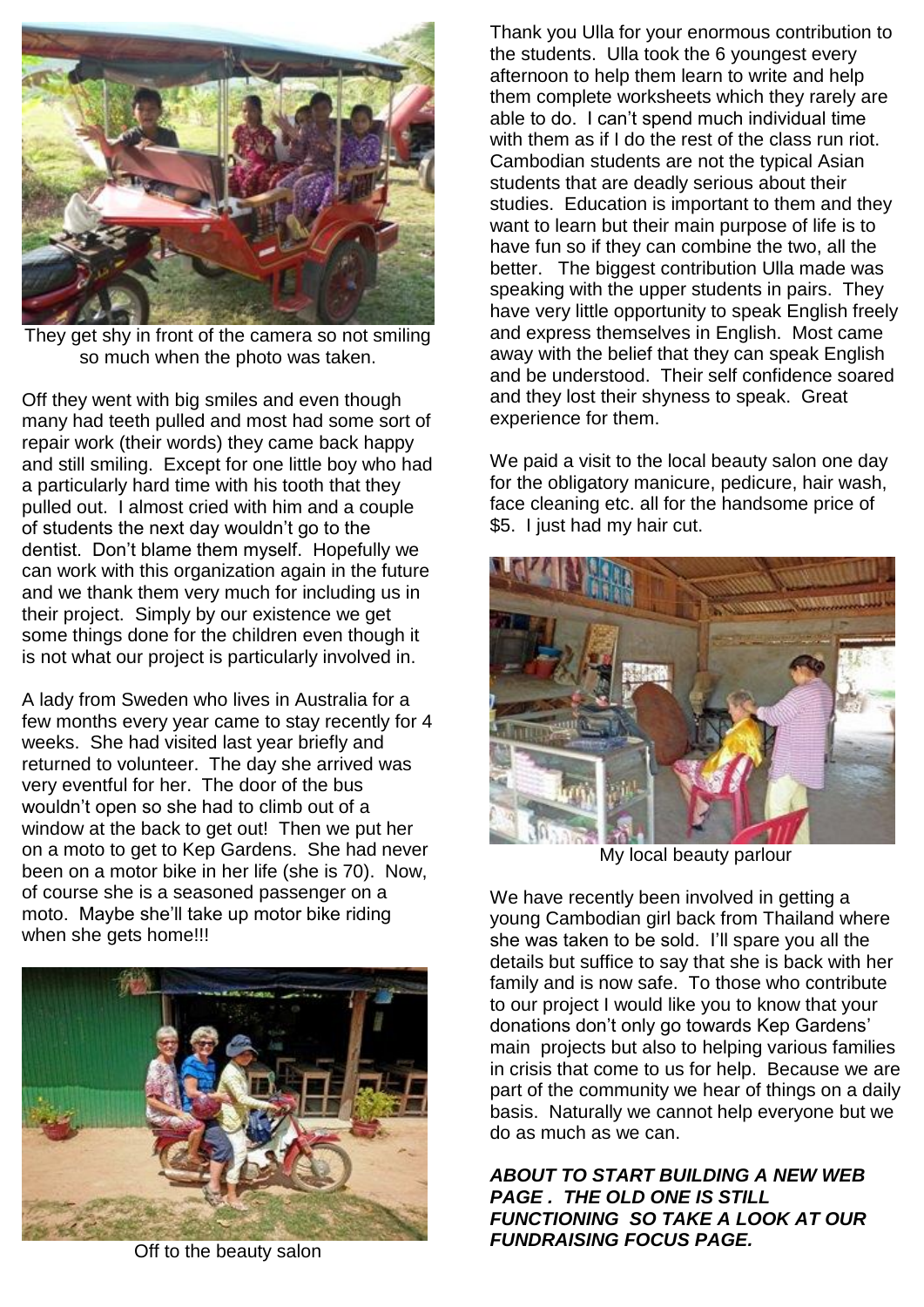They get shy in front of the camera so not smiling so much when the photo was taken.

Off they went with big smiles and even though many had teeth pulled and most had some sort of repair work (their words) they came back happy and still smiling. Except for one little boy who had a particularly hard time with his tooth that they pulled out. I almost cried with him and a couple of students the next day wouldn't go to the dentist. Don't blame them myself. Hopefully we can work with this organization again in the future and we thank them very much for including us in their project. Simply by our existence we get some things done for the children even though it is not what our project is particularly involved in.

A lady from Sweden who lives in Australia for a few months every year came to stay recently for 4 weeks. She had visited last year briefly and returned to volunteer. The day she arrived was very eventful for her. The door of the bus wouldn't open so she had to climb out of a window at the back to get out! Then we put her on a moto to get to Kep Gardens. She had never been on a motor bike in her life (she is 70). Now, of course she is a seasoned passenger on a moto. Maybe she'll take up motor bike riding when she gets home!!!

Off to the beauty salon

Thank you Ulla for your enormous contribution to the students. Ulla took the 6 youngest every afternoon to help them learn to write and help them complete worksheets which they rarely are able to do. I can't spend much individual time with them as if I do the rest of the class run riot. Cambodian students are not the typical Asian students that are deadly serious about their studies. Education is important to them and they want to learn but their main purpose of life is to have fun so if they can combine the two, all the better. The biggest contribution Ulla made was speaking with the upper students in pairs. They have very little opportunity to speak English freely and express themselves in English. Most came away with the belief that they can speak English and be understood. Their self confidence soared and they lost their shyness to speak. Great experience for them.

We paid a visit to the local beauty salon one day for the obligatory manicure, pedicure, hair wash, face cleaning etc. all for the handsome price of $5. I just had my hair cut.

My local beauty parlour

We have recently been involved in getting a young Cambodian girl back from Thailand where she was taken to be sold. I'll spare you all the details but suffice to say that she is back with her family and is now safe. To those who contribute to our project I would like you to know that your donations don't only go towards Kep Gardens' main projects but also to helping various families in crisis that come to us for help. Because we are part of the community we hear of things on a daily basis. Naturally we cannot help everyone but we do as much as we can.

***ABOUT TO START BUILDING A NEW WEB PAGE . THE OLD ONE IS STILL FUNCTIONING SO TAKE A LOOK AT OUR FUNDRAISING FOCUS PAGE.***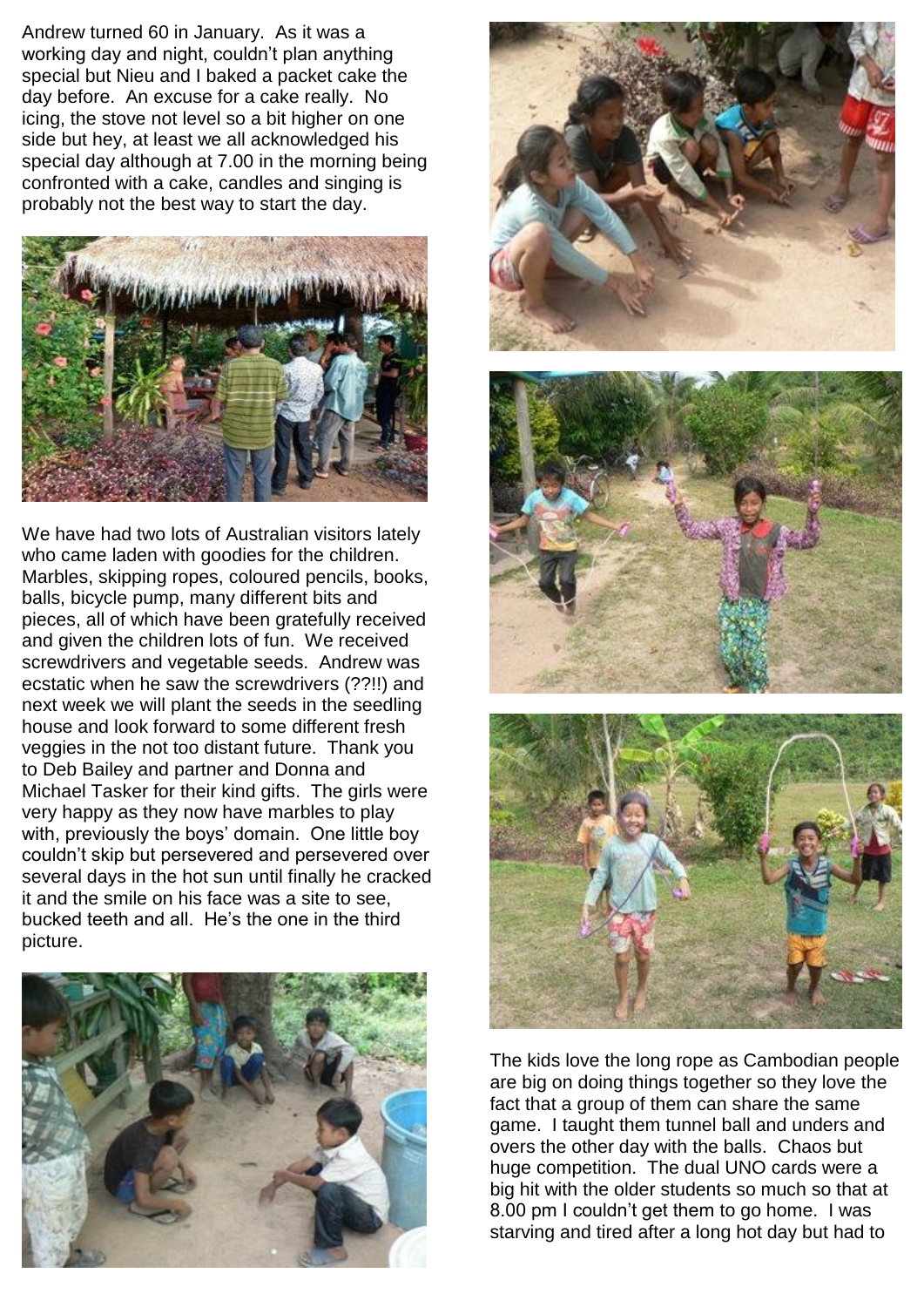Andrew turned 60 in January. As it was a working day and night, couldn't plan anything special but Nieu and I baked a packet cake the day before. An excuse for a cake really. No icing, the stove not level so a bit higher on one side but hey, at least we all acknowledged his special day although at 7.00 in the morning being confronted with a cake, candles and singing is probably not the best way to start the day.

We have had two lots of Australian visitors lately who came laden with goodies for the children. Marbles, skipping ropes, coloured pencils, books, balls, bicycle pump, many different bits and pieces, all of which have been gratefully received and given the children lots of fun. We received screwdrivers and vegetable seeds. Andrew was ecstatic when he saw the screwdrivers (??!!) and next week we will plant the seeds in the seedling house and look forward to some different fresh veggies in the not too distant future. Thank you to Deb Bailey and partner and Donna and Michael Tasker for their kind gifts. The girls were very happy as they now have marbles to play with, previously the boys' domain. One little boy couldn't skip but persevered and persevered over several days in the hot sun until finally he cracked it and the smile on his face was a site to see, bucked teeth and all. He's the one in the third picture.

The kids love the long rope as Cambodian people are big on doing things together so they love the fact that a group of them can share the same game. I taught them tunnel ball and unders and overs the other day with the balls. Chaos but huge competition. The dual UNO cards were a big hit with the older students so much so that at 8.00 pm I couldn't get them to go home. I was starving and tired after a long hot day but had to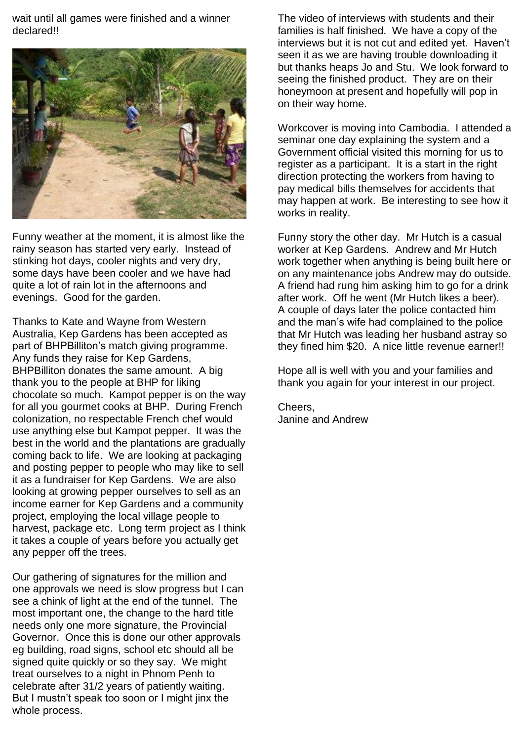wait until all games were finished and a winner declared!!

Funny weather at the moment, it is almost like the rainy season has started very early. Instead of stinking hot days, cooler nights and very dry, some days have been cooler and we have had quite a lot of rain lot in the afternoons and evenings. Good for the garden.

Thanks to Kate and Wayne from Western Australia, Kep Gardens has been accepted as part of BHPBilliton's match giving programme. Any funds they raise for Kep Gardens, BHPBilliton donates the same amount. A big thank you to the people at BHP for liking chocolate so much. Kampot pepper is on the way for all you gourmet cooks at BHP. During French colonization, no respectable French chef would use anything else but Kampot pepper. It was the best in the world and the plantations are gradually coming back to life. We are looking at packaging and posting pepper to people who may like to sell it as a fundraiser for Kep Gardens. We are also looking at growing pepper ourselves to sell as an income earner for Kep Gardens and a community project, employing the local village people to harvest, package etc. Long term project as I think it takes a couple of years before you actually get any pepper off the trees.

Our gathering of signatures for the million and one approvals we need is slow progress but I can see a chink of light at the end of the tunnel. The most important one, the change to the hard title needs only one more signature, the Provincial Governor. Once this is done our other approvals eg building, road signs, school etc should all be signed quite quickly or so they say. We might treat ourselves to a night in Phnom Penh to celebrate after 31/2 years of patiently waiting. But I mustn't speak too soon or I might jinx the whole process.

The video of interviews with students and their families is half finished. We have a copy of the interviews but it is not cut and edited yet. Haven't seen it as we are having trouble downloading it but thanks heaps Jo and Stu. We look forward to seeing the finished product. They are on their honeymoon at present and hopefully will pop in on their way home.

Workcover is moving into Cambodia. I attended a seminar one day explaining the system and a Government official visited this morning for us to register as a participant. It is a start in the right direction protecting the workers from having to pay medical bills themselves for accidents that may happen at work. Be interesting to see how it works in reality.

Funny story the other day. Mr Hutch is a casual worker at Kep Gardens. Andrew and Mr Hutch work together when anything is being built here or on any maintenance jobs Andrew may do outside. A friend had rung him asking him to go for a drink after work. Off he went (Mr Hutch likes a beer). A couple of days later the police contacted him and the man's wife had complained to the police that Mr Hutch was leading her husband astray so they fined him $20. A nice little revenue earner!!

Hope all is well with you and your families and thank you again for your interest in our project.

Cheers,
Janine and Andrew